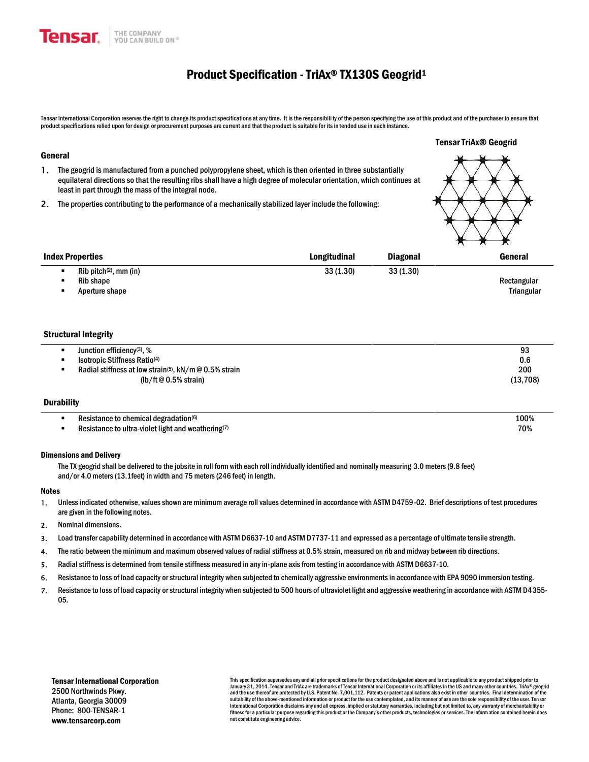Tensar THE COMPANY YOU CAN BUILD ON®

# Product Specification - TriAx® TX130S Geogrid[1]

Tensar International Corporation reserves the right to change its product specifications at any time. It is the responsibility of the person specifying the use of this product and of the purchaser to ensure that product specifications relied upon for design or procurement purposes are current and that the product is suitable for its intended use in each instance.

**Tensar TriAx® Geogrid**

### General

1. The geogrid is manufactured from a punched polypropylene sheet, which is then oriented in three substantially equilateral directions so that the resulting ribs shall have a high degree of molecular orientation, which continues at least in part through the mass of the integral node.
2. The properties contributing to the performance of a mechanically stabilized layer include the following:

| Index Properties | Longitudinal | Diagonal | General |
|---|---|---|---|
| ▪ Rib pitch[2], mm (in) | 33 (1.30) | 33 (1.30) | |
| ▪ Rib shape | | | Rectangular |
| ▪ Aperture shape | | | Triangular |

| Structural Integrity | | | |
|---|---|---|---|
| ▪ Junction efficiency[3], % | | | 93 |
| ▪ Isotropic Stiffness Ratio[4] | | | 0.6 |
| ▪ Radial stiffness at low strain[5], kN/m @ 0.5% strain | | | 200 |
| (lb/ft @ 0.5% strain) | | | (13,708) |

| Durability | | | |
|---|---|---|---|
| ▪ Resistance to chemical degradation[6] | | | 100% |
| ▪ Resistance to ultra-violet light and weathering[7] | | | 70% |

### Dimensions and Delivery

The TX geogrid shall be delivered to the jobsite in roll form with each roll individually identified and nominally measuring 3.0 meters (9.8 feet) and/or 4.0 meters (13.1feet) in width and 75 meters (246 feet) in length.

### Notes

1. Unless indicated otherwise, values shown are minimum average roll values determined in accordance with ASTM D4759-02. Brief descriptions of test procedures are given in the following notes.
2. Nominal dimensions.
3. Load transfer capability determined in accordance with ASTM D6637-10 and ASTM D7737-11 and expressed as a percentage of ultimate tensile strength.
4. The ratio between the minimum and maximum observed values of radial stiffness at 0.5% strain, measured on rib and midway between rib directions.
5. Radial stiffness is determined from tensile stiffness measured in any in-plane axis from testing in accordance with ASTM D6637-10.
6. Resistance to loss of load capacity or structural integrity when subjected to chemically aggressive environments in accordance with EPA 9090 immersion testing.
7. Resistance to loss of load capacity or structural integrity when subjected to 500 hours of ultraviolet light and aggressive weathering in accordance with ASTM D4355-05.

**Tensar International Corporation**
2500 Northwinds Pkwy.
Atlanta, Georgia 30009
Phone: 800-TENSAR-1
**www.tensarcorp.com**

This specification supersedes any and all prior specifications for the product designated above and is not applicable to any product shipped prior to January 31, 2014. Tensar and TriAx are trademarks of Tensar International Corporation or its affiliates in the US and many other countries. TriAx® geogrid and the use thereof are protected by U.S. Patent No. 7,001,112. Patents or patent applications also exist in other countries. Final determination of the suitability of the above-mentioned information or product for the use contemplated, and its manner of use are the sole responsibility of the user. Tensar International Corporation disclaims any and all express, implied or statutory warranties, including but not limited to, any warranty of merchantability or fitness for a particular purpose regarding this product or the Company's other products, technologies or services. The information contained herein does not constitute engineering advice.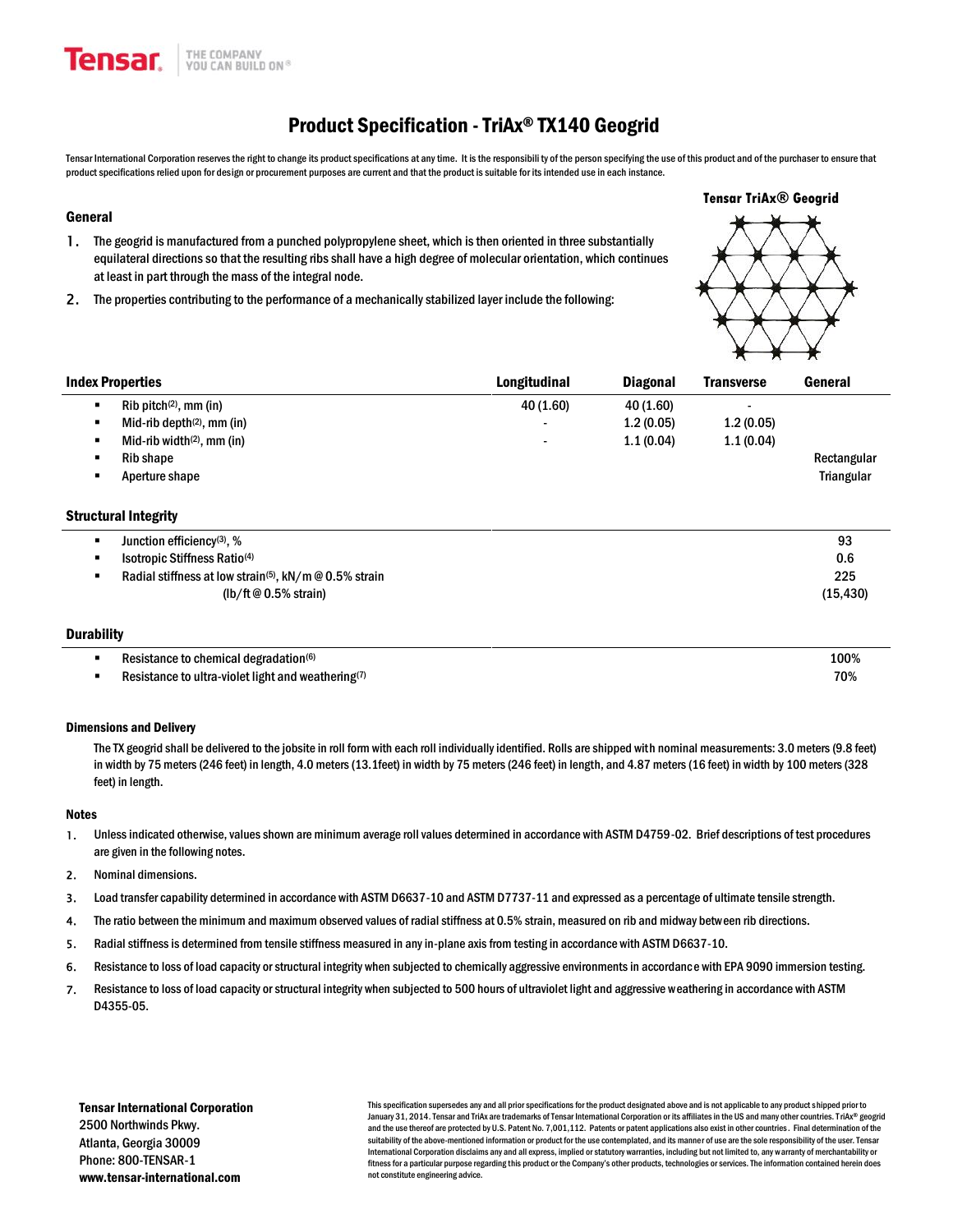Tensar THE COMPANY YOU CAN BUILD ON®

# Product Specification - TriAx® TX140 Geogrid

Tensar International Corporation reserves the right to change its product specifications at any time. It is the responsibility of the person specifying the use of this product and of the purchaser to ensure that product specifications relied upon for design or procurement purposes are current and that the product is suitable for its intended use in each instance.

Tensar TriAx® Geogrid

## General

1. The geogrid is manufactured from a punched polypropylene sheet, which is then oriented in three substantially equilateral directions so that the resulting ribs shall have a high degree of molecular orientation, which continues at least in part through the mass of the integral node.
2. The properties contributing to the performance of a mechanically stabilized layer include the following:

| Index Properties | Longitudinal | Diagonal | Transverse | General |
|---|---|---|---|---|
| ▪ Rib pitch[2], mm (in) | 40 (1.60) | 40 (1.60) | - | |
| ▪ Mid-rib depth[2], mm (in) | - | 1.2 (0.05) | 1.2 (0.05) | |
| ▪ Mid-rib width[2], mm (in) | - | 1.1 (0.04) | 1.1 (0.04) | |
| ▪ Rib shape | | | | Rectangular |
| ▪ Aperture shape | | | | Triangular |

| Structural Integrity | |
|---|---|
| ▪ Junction efficiency[3], % | 93 |
| ▪ Isotropic Stiffness Ratio[4] | 0.6 |
| ▪ Radial stiffness at low strain[5], kN/m @ 0.5% strain | 225 |
| (lb/ft @ 0.5% strain) | (15,430) |

| Durability | |
|---|---|
| ▪ Resistance to chemical degradation[6] | 100% |
| ▪ Resistance to ultra-violet light and weathering[7] | 70% |

### Dimensions and Delivery

The TX geogrid shall be delivered to the jobsite in roll form with each roll individually identified. Rolls are shipped with nominal measurements: 3.0 meters (9.8 feet) in width by 75 meters (246 feet) in length, 4.0 meters (13.1feet) in width by 75 meters (246 feet) in length, and 4.87 meters (16 feet) in width by 100 meters (328 feet) in length.

### Notes

1. Unless indicated otherwise, values shown are minimum average roll values determined in accordance with ASTM D4759-02. Brief descriptions of test procedures are given in the following notes.
2. Nominal dimensions.
3. Load transfer capability determined in accordance with ASTM D6637-10 and ASTM D7737-11 and expressed as a percentage of ultimate tensile strength.
4. The ratio between the minimum and maximum observed values of radial stiffness at 0.5% strain, measured on rib and midway between rib directions.
5. Radial stiffness is determined from tensile stiffness measured in any in-plane axis from testing in accordance with ASTM D6637-10.
6. Resistance to loss of load capacity or structural integrity when subjected to chemically aggressive environments in accordance with EPA 9090 immersion testing.
7. Resistance to loss of load capacity or structural integrity when subjected to 500 hours of ultraviolet light and aggressive weathering in accordance with ASTM D4355-05.

**Tensar International Corporation**
2500 Northwinds Pkwy.
Atlanta, Georgia 30009
Phone: 800-TENSAR-1
**www.tensar-international.com**

This specification supersedes any and all prior specifications for the product designated above and is not applicable to any product shipped prior to January 31, 2014. Tensar and TriAx are trademarks of Tensar International Corporation or its affiliates in the US and many other countries. TriAx® geogrid and the use thereof are protected by U.S. Patent No. 7,001,112. Patents or patent applications also exist in other countries. Final determination of the suitability of the above-mentioned information or product for the use contemplated, and its manner of use are the sole responsibility of the user. Tensar International Corporation disclaims any and all express, implied or statutory warranties, including but not limited to, any warranty of merchantability or fitness for a particular purpose regarding this product or the Company's other products, technologies or services. The information contained herein does not constitute engineering advice.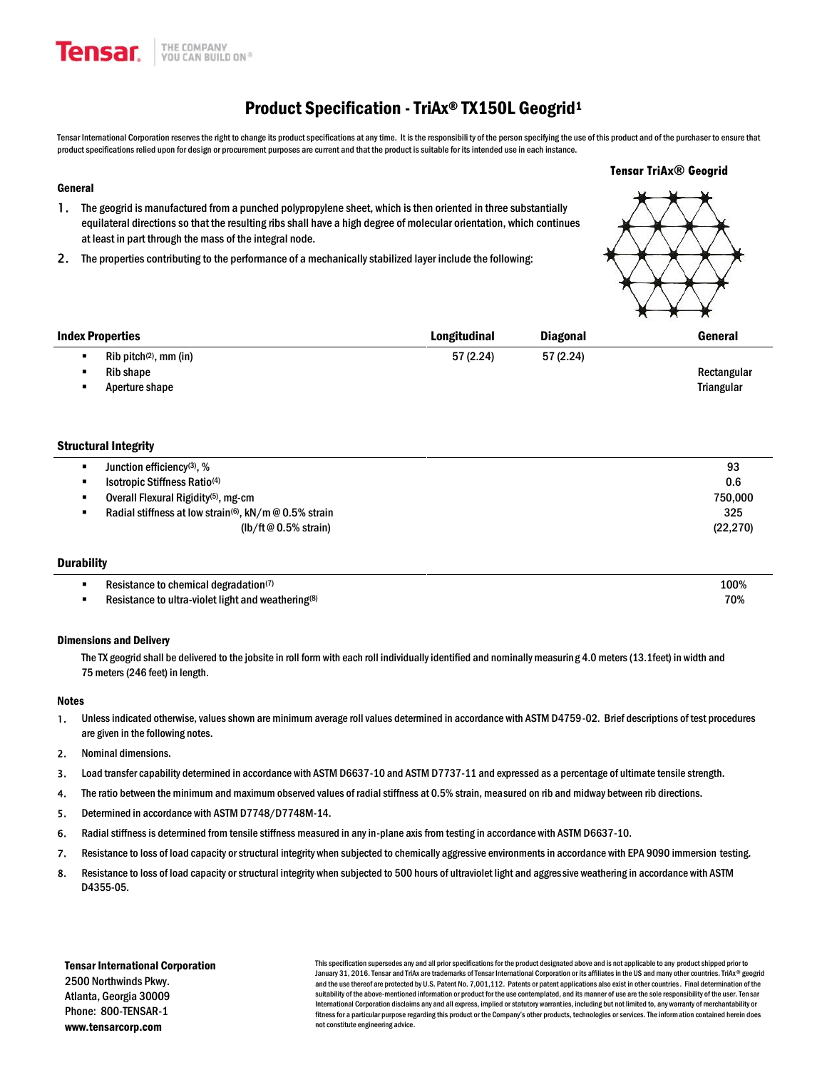# Product Specification - TriAx® TX150L Geogrid[1]

Tensar International Corporation reserves the right to change its product specifications at any time. It is the responsibility of the person specifying the use of this product and of the purchaser to ensure that product specifications relied upon for design or procurement purposes are current and that the product is suitable for its intended use in each instance.

**Tensar TriAx® Geogrid**

### General

1. The geogrid is manufactured from a punched polypropylene sheet, which is then oriented in three substantially equilateral directions so that the resulting ribs shall have a high degree of molecular orientation, which continues at least in part through the mass of the integral node.
2. The properties contributing to the performance of a mechanically stabilized layer include the following:

| Index Properties | Longitudinal | Diagonal | General |
|---|---|---|---|
| ▪ Rib pitch[2], mm (in) | 57 (2.24) | 57 (2.24) | |
| ▪ Rib shape | | | Rectangular |
| ▪ Aperture shape | | | Triangular |

| Structural Integrity | |
|---|---|
| ▪ Junction efficiency[3], % | 93 |
| ▪ Isotropic Stiffness Ratio[4] | 0.6 |
| ▪ Overall Flexural Rigidity[5], mg-cm | 750,000 |
| ▪ Radial stiffness at low strain[6], kN/m @ 0.5% strain | 325 |
| (lb/ft @ 0.5% strain) | (22,270) |

| Durability | |
|---|---|
| ▪ Resistance to chemical degradation[7] | 100% |
| ▪ Resistance to ultra-violet light and weathering[8] | 70% |

### Dimensions and Delivery

The TX geogrid shall be delivered to the jobsite in roll form with each roll individually identified and nominally measuring 4.0 meters (13.1feet) in width and 75 meters (246 feet) in length.

### Notes

1. Unless indicated otherwise, values shown are minimum average roll values determined in accordance with ASTM D4759-02. Brief descriptions of test procedures are given in the following notes.
2. Nominal dimensions.
3. Load transfer capability determined in accordance with ASTM D6637-10 and ASTM D7737-11 and expressed as a percentage of ultimate tensile strength.
4. The ratio between the minimum and maximum observed values of radial stiffness at 0.5% strain, measured on rib and midway between rib directions.
5. Determined in accordance with ASTM D7748/D7748M-14.
6. Radial stiffness is determined from tensile stiffness measured in any in-plane axis from testing in accordance with ASTM D6637-10.
7. Resistance to loss of load capacity or structural integrity when subjected to chemically aggressive environments in accordance with EPA 9090 immersion testing.
8. Resistance to loss of load capacity or structural integrity when subjected to 500 hours of ultraviolet light and aggressive weathering in accordance with ASTM D4355-05.

**Tensar International Corporation**
2500 Northwinds Pkwy.
Atlanta, Georgia 30009
Phone: 800-TENSAR-1
**www.tensarcorp.com**

This specification supersedes any and all prior specifications for the product designated above and is not applicable to any product shipped prior to January 31, 2016. Tensar and TriAx are trademarks of Tensar International Corporation or its affiliates in the US and many other countries. TriAx® geogrid and the use thereof are protected by U.S. Patent No. 7,001,112. Patents or patent applications also exist in other countries. Final determination of the suitability of the above-mentioned information or product for the use contemplated, and its manner of use are the sole responsibility of the user. Tensar International Corporation disclaims any and all express, implied or statutory warranties, including but not limited to, any warranty of merchantability or fitness for a particular purpose regarding this product or the Company's other products, technologies or services. The information contained herein does not constitute engineering advice.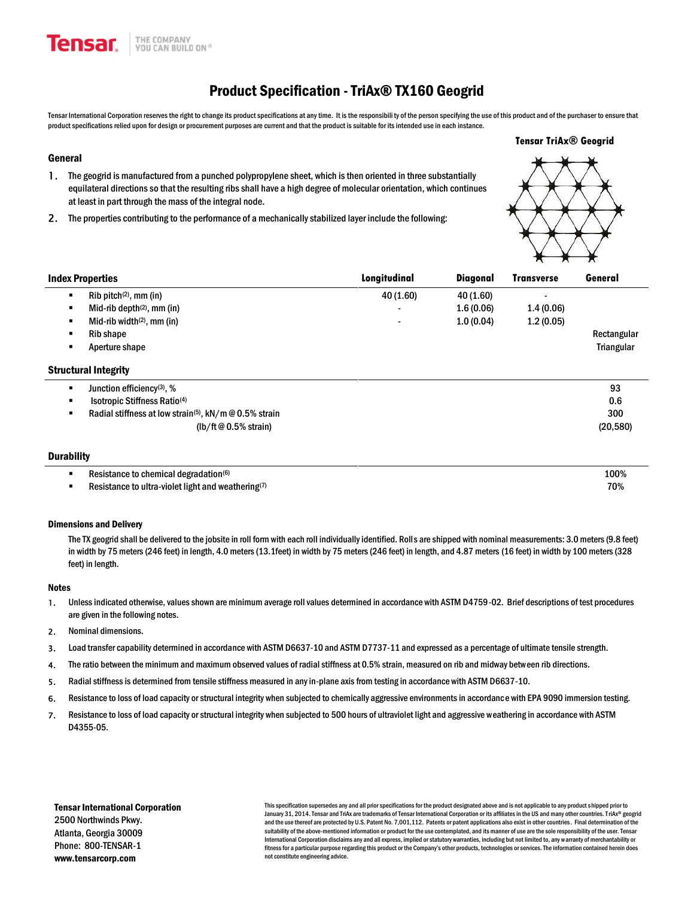Tensar THE COMPANY YOU CAN BUILD ON®

# Product Specification - TriAx® TX160 Geogrid

Tensar International Corporation reserves the right to change its product specifications at any time. It is the responsibility of the person specifying the use of this product and of the purchaser to ensure that product specifications relied upon for design or procurement purposes are current and that the product is suitable for its intended use in each instance.

Tensar TriAx® Geogrid

## General

1. The geogrid is manufactured from a punched polypropylene sheet, which is then oriented in three substantially equilateral directions so that the resulting ribs shall have a high degree of molecular orientation, which continues at least in part through the mass of the integral node.
2. The properties contributing to the performance of a mechanically stabilized layer include the following:

| Index Properties | Longitudinal | Diagonal | Transverse | General |
|---|---|---|---|---|
| ▪ Rib pitch[2], mm (in) | 40 (1.60) | 40 (1.60) | - | |
| ▪ Mid-rib depth[2], mm (in) | - | 1.6 (0.06) | 1.4 (0.06) | |
| ▪ Mid-rib width[2], mm (in) | - | 1.0 (0.04) | 1.2 (0.05) | |
| ▪ Rib shape | | | | Rectangular |
| ▪ Aperture shape | | | | Triangular |
| **Structural Integrity** | | | | |
| ▪ Junction efficiency[3], % | | | | 93 |
| ▪ Isotropic Stiffness Ratio[4] | | | | 0.6 |
| ▪ Radial stiffness at low strain[5], kN/m @ 0.5% strain | | | | 300 |
| (lb/ft @ 0.5% strain) | | | | (20,580) |
| **Durability** | | | | |
| ▪ Resistance to chemical degradation[6] | | | | 100% |
| ▪ Resistance to ultra-violet light and weathering[7] | | | | 70% |

### Dimensions and Delivery

The TX geogrid shall be delivered to the jobsite in roll form with each roll individually identified. Rolls are shipped with nominal measurements: 3.0 meters (9.8 feet) in width by 75 meters (246 feet) in length, 4.0 meters (13.1feet) in width by 75 meters (246 feet) in length, and 4.87 meters (16 feet) in width by 100 meters (328 feet) in length.

### Notes

1. Unless indicated otherwise, values shown are minimum average roll values determined in accordance with ASTM D4759-02. Brief descriptions of test procedures are given in the following notes.
2. Nominal dimensions.
3. Load transfer capability determined in accordance with ASTM D6637-10 and ASTM D7737-11 and expressed as a percentage of ultimate tensile strength.
4. The ratio between the minimum and maximum observed values of radial stiffness at 0.5% strain, measured on rib and midway between rib directions.
5. Radial stiffness is determined from tensile stiffness measured in any in-plane axis from testing in accordance with ASTM D6637-10.
6. Resistance to loss of load capacity or structural integrity when subjected to chemically aggressive environments in accordance with EPA 9090 immersion testing.
7. Resistance to loss of load capacity or structural integrity when subjected to 500 hours of ultraviolet light and aggressive weathering in accordance with ASTM D4355-05.

**Tensar International Corporation**
2500 Northwinds Pkwy.
Atlanta, Georgia 30009
Phone: 800-TENSAR-1
**www.tensarcorp.com**

This specification supersedes any and all prior specifications for the product designated above and is not applicable to any product shipped prior to January 31, 2014. Tensar and TriAx are trademarks of Tensar International Corporation or its affiliates in the US and many other countries. TriAx® geogrid and the use thereof are protected by U.S. Patent No. 7,001,112. Patents or patent applications also exist in other countries. Final determination of the suitability of the above-mentioned information or product for the use contemplated, and its manner of use are the sole responsibility of the user. Tensar International Corporation disclaims any and all express, implied or statutory warranties, including but not limited to, any warranty of merchantability or fitness for a particular purpose regarding this product or the Company's other products, technologies or services. The information contained herein does not constitute engineering advice.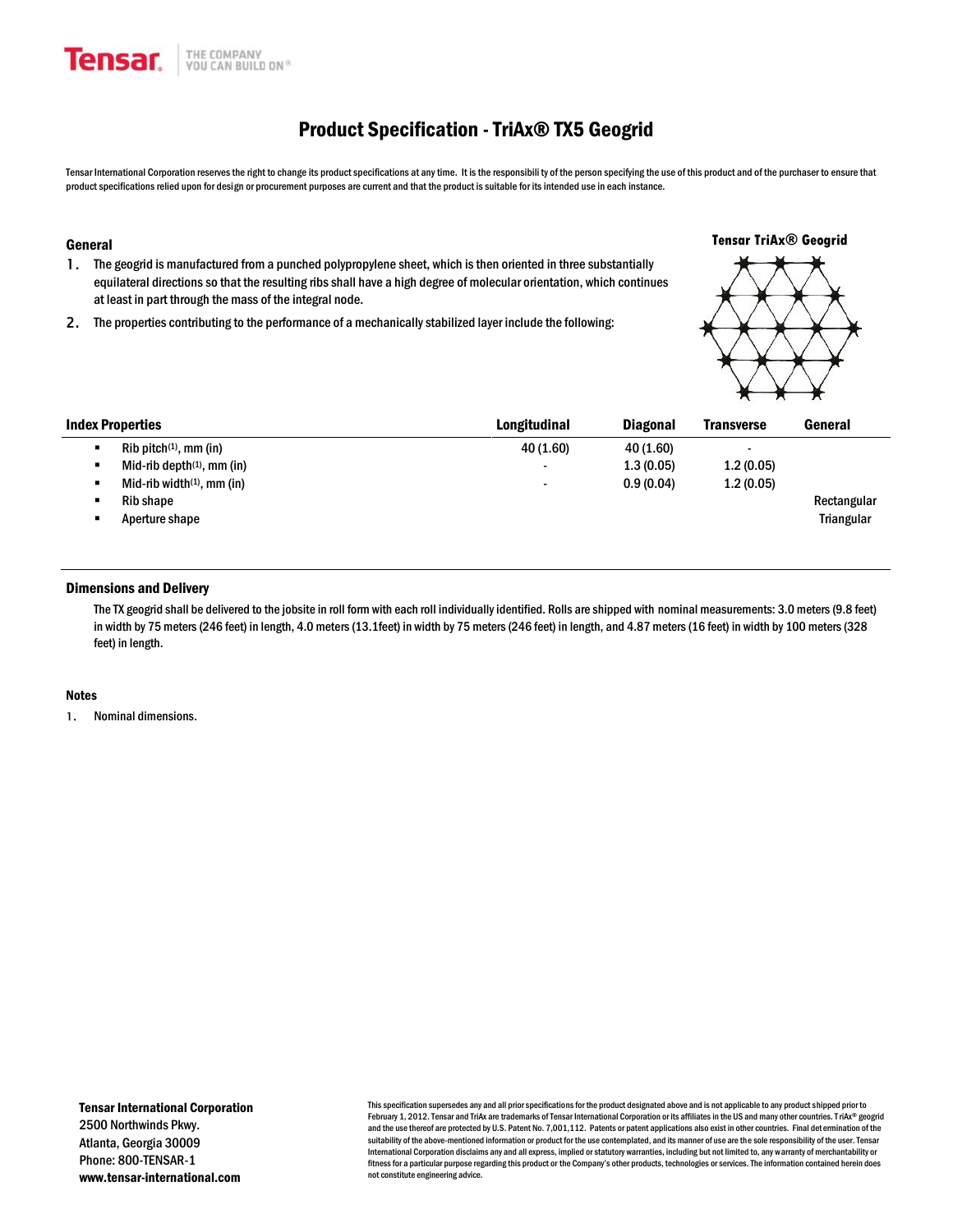# Product Specification - TriAx® TX5 Geogrid

Tensar International Corporation reserves the right to change its product specifications at any time. It is the responsibility of the person specifying the use of this product and of the purchaser to ensure that product specifications relied upon for design or procurement purposes are current and that the product is suitable for its intended use in each instance.

## General

1. The geogrid is manufactured from a punched polypropylene sheet, which is then oriented in three substantially equilateral directions so that the resulting ribs shall have a high degree of molecular orientation, which continues at least in part through the mass of the integral node.
2. The properties contributing to the performance of a mechanically stabilized layer include the following:

**Tensar TriAx® Geogrid**

| Index Properties | Longitudinal | Diagonal | Transverse | General |
|---|---|---|---|---|
| ▪ Rib pitch[(1)], mm (in) | 40 (1.60) | 40 (1.60) | - | |
| ▪ Mid-rib depth[(1)], mm (in) | - | 1.3 (0.05) | 1.2 (0.05) | |
| ▪ Mid-rib width[(1)], mm (in) | - | 0.9 (0.04) | 1.2 (0.05) | |
| ▪ Rib shape | | | | Rectangular |
| ▪ Aperture shape | | | | Triangular |

## Dimensions and Delivery

The TX geogrid shall be delivered to the jobsite in roll form with each roll individually identified. Rolls are shipped with nominal measurements: 3.0 meters (9.8 feet) in width by 75 meters (246 feet) in length, 4.0 meters (13.1feet) in width by 75 meters (246 feet) in length, and 4.87 meters (16 feet) in width by 100 meters (328 feet) in length.

### Notes

1. Nominal dimensions.

**Tensar International Corporation**
2500 Northwinds Pkwy.
Atlanta, Georgia 30009
Phone: 800-TENSAR-1
**www.tensar-international.com**

This specification supersedes any and all prior specifications for the product designated above and is not applicable to any product shipped prior to February 1, 2012. Tensar and TriAx are trademarks of Tensar International Corporation or its affiliates in the US and many other countries. TriAx® geogrid and the use thereof are protected by U.S. Patent No. 7,001,112. Patents or patent applications also exist in other countries. Final determination of the suitability of the above-mentioned information or product for the use contemplated, and its manner of use are the sole responsibility of the user. Tensar International Corporation disclaims any and all express, implied or statutory warranties, including but not limited to, any warranty of merchantability or fitness for a particular purpose regarding this product or the Company's other products, technologies or services. The information contained herein does not constitute engineering advice.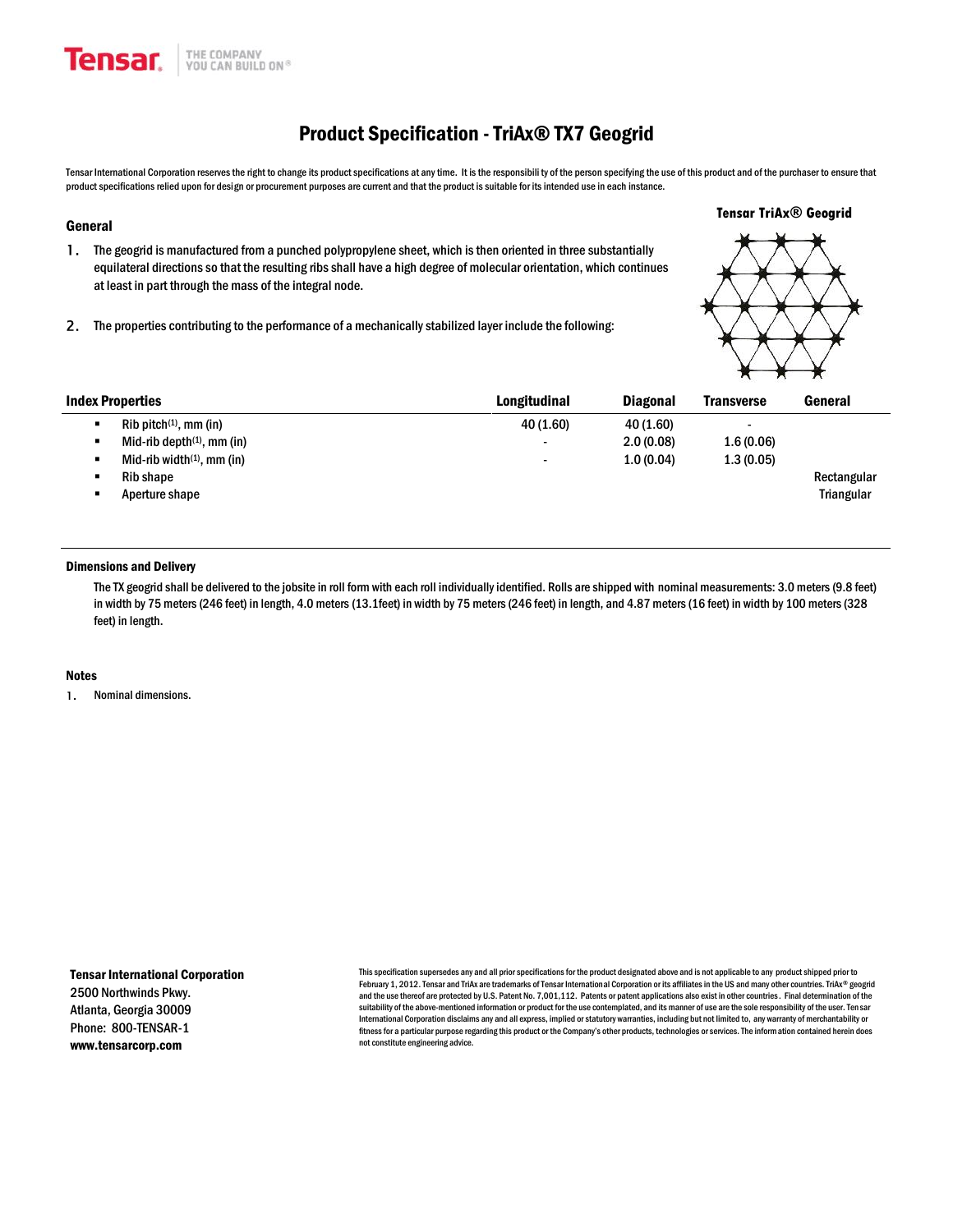# Product Specification - TriAx® TX7 Geogrid

Tensar International Corporation reserves the right to change its product specifications at any time. It is the responsibility of the person specifying the use of this product and of the purchaser to ensure that product specifications relied upon for design or procurement purposes are current and that the product is suitable for its intended use in each instance.

**Tensar TriAx® Geogrid**

## General

1. The geogrid is manufactured from a punched polypropylene sheet, which is then oriented in three substantially equilateral directions so that the resulting ribs shall have a high degree of molecular orientation, which continues at least in part through the mass of the integral node.

2. The properties contributing to the performance of a mechanically stabilized layer include the following:

| Index Properties | Longitudinal | Diagonal | Transverse | General |
|---|---|---|---|---|
| ▪ Rib pitch(1), mm (in) | 40 (1.60) | 40 (1.60) | - | |
| ▪ Mid-rib depth(1), mm (in) | - | 2.0 (0.08) | 1.6 (0.06) | |
| ▪ Mid-rib width(1), mm (in) | - | 1.0 (0.04) | 1.3 (0.05) | |
| ▪ Rib shape | | | | Rectangular |
| ▪ Aperture shape | | | | Triangular |

### Dimensions and Delivery

The TX geogrid shall be delivered to the jobsite in roll form with each roll individually identified. Rolls are shipped with nominal measurements: 3.0 meters (9.8 feet) in width by 75 meters (246 feet) in length, 4.0 meters (13.1feet) in width by 75 meters (246 feet) in length, and 4.87 meters (16 feet) in width by 100 meters (328 feet) in length.

### Notes

1. Nominal dimensions.

**Tensar International Corporation**
2500 Northwinds Pkwy.
Atlanta, Georgia 30009
Phone: 800-TENSAR-1
**www.tensarcorp.com**

This specification supersedes any and all prior specifications for the product designated above and is not applicable to any product shipped prior to February 1, 2012. Tensar and TriAx are trademarks of Tensar International Corporation or its affiliates in the US and many other countries. TriAx® geogrid and the use thereof are protected by U.S. Patent No. 7,001,112. Patents or patent applications also exist in other countries. Final determination of the suitability of the above-mentioned information or product for the use contemplated, and its manner of use are the sole responsibility of the user. Tensar International Corporation disclaims any and all express, implied or statutory warranties, including but not limited to, any warranty of merchantability or fitness for a particular purpose regarding this product or the Company's other products, technologies or services. The information contained herein does not constitute engineering advice.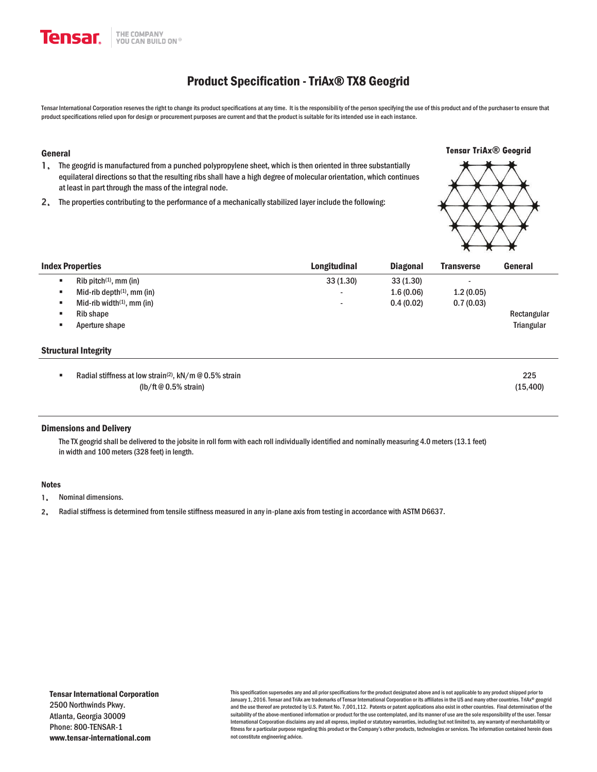# Product Specification - TriAx® TX8 Geogrid

Tensar International Corporation reserves the right to change its product specifications at any time. It is the responsibility of the person specifying the use of this product and of the purchaser to ensure that product specifications relied upon for design or procurement purposes are current and that the product is suitable for its intended use in each instance.

## General

1. The geogrid is manufactured from a punched polypropylene sheet, which is then oriented in three substantially equilateral directions so that the resulting ribs shall have a high degree of molecular orientation, which continues at least in part through the mass of the integral node.
2. The properties contributing to the performance of a mechanically stabilized layer include the following:

Tensar TriAx® Geogrid

| Index Properties | Longitudinal | Diagonal | Transverse | General |
|---|---|---|---|---|
| Rib pitch[1], mm (in) | 33 (1.30) | 33 (1.30) | - | |
| Mid-rib depth[1], mm (in) | - | 1.6 (0.06) | 1.2 (0.05) | |
| Mid-rib width[1], mm (in) | - | 0.4 (0.02) | 0.7 (0.03) | |
| Rib shape | | | | Rectangular |
| Aperture shape | | | | Triangular |

| Structural Integrity | |
|---|---|
| Radial stiffness at low strain[2], kN/m @ 0.5% strain (lb/ft @ 0.5% strain) | 225 (15,400) |

## Dimensions and Delivery

The TX geogrid shall be delivered to the jobsite in roll form with each roll individually identified and nominally measuring 4.0 meters (13.1 feet) in width and 100 meters (328 feet) in length.

### Notes

1. Nominal dimensions.
2. Radial stiffness is determined from tensile stiffness measured in any in-plane axis from testing in accordance with ASTM D6637.

**Tensar International Corporation**
2500 Northwinds Pkwy.
Atlanta, Georgia 30009
Phone: 800-TENSAR-1
**www.tensar-international.com**

This specification supersedes any and all prior specifications for the product designated above and is not applicable to any product shipped prior to January 1, 2016. Tensar and TriAx are trademarks of Tensar International Corporation or its affiliates in the US and many other countries. TriAx® geogrid and the use thereof are protected by U.S. Patent No. 7,001,112. Patents or patent applications also exist in other countries. Final determination of the suitability of the above-mentioned information or product for the use contemplated, and its manner of use are the sole responsibility of the user. Tensar International Corporation disclaims any and all express, implied or statutory warranties, including but not limited to, any warranty of merchantability or fitness for a particular purpose regarding this product or the Company's other products, technologies or services. The information contained herein does not constitute engineering advice.